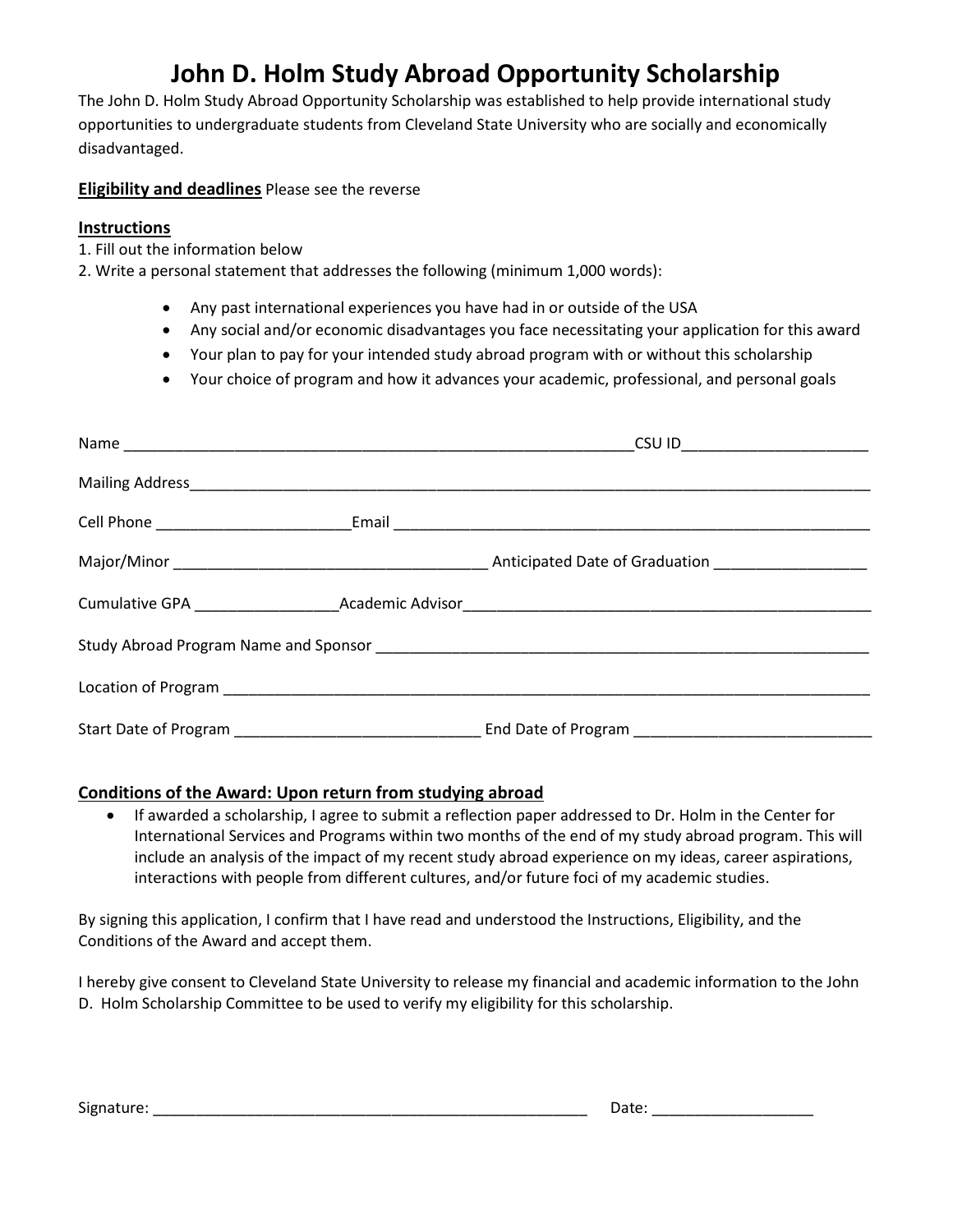# John D. Holm Study Abroad Opportunity Scholarship

The John D. Holm Study Abroad Opportunity Scholarship was established to help provide international study opportunities to undergraduate students from Cleveland State University who are socially and economically disadvantaged.

**Eligibility and deadlines** Please see the reverse

**Instructions**

1. Fill out the information below
2. Write a personal statement that addresses the following (minimum 1,000 words):

 - Any past international experiences you have had in or outside of the USA
 - Any social and/or economic disadvantages you face necessitating your application for this award
 - Your plan to pay for your intended study abroad program with or without this scholarship
 - Your choice of program and how it advances your academic, professional, and personal goals

Name ______________________________________________ CSU ID____________________

Mailing Address______________________________________________________________

Cell Phone ____________________ Email ______________________________________

Major/Minor ______________________________ Anticipated Date of Graduation _______________

Cumulative GPA _______________ Academic Advisor_________________________________

Study Abroad Program Name and Sponsor _________________________________________

Location of Program __________________________________________________________

Start Date of Program _________________________ End Date of Program ________________________

**Conditions of the Award: Upon return from studying abroad**

- If awarded a scholarship, I agree to submit a reflection paper addressed to Dr. Holm in the Center for International Services and Programs within two months of the end of my study abroad program. This will include an analysis of the impact of my recent study abroad experience on my ideas, career aspirations, interactions with people from different cultures, and/or future foci of my academic studies.

By signing this application, I confirm that I have read and understood the Instructions, Eligibility, and the Conditions of the Award and accept them.

I hereby give consent to Cleveland State University to release my financial and academic information to the John D. Holm Scholarship Committee to be used to verify my eligibility for this scholarship.

Signature: ____________________________________________ Date: ________________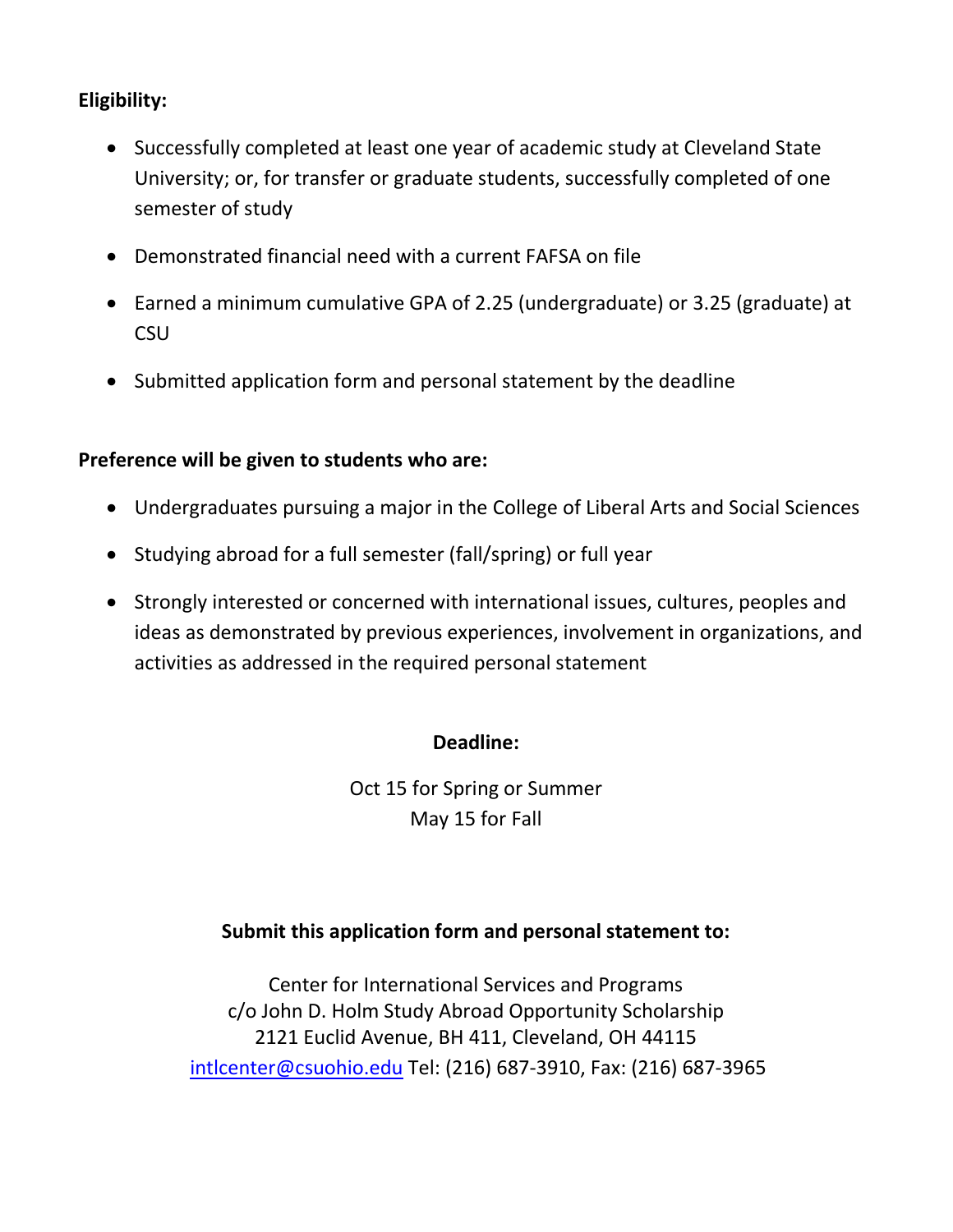**Eligibility:**

- Successfully completed at least one year of academic study at Cleveland State University; or, for transfer or graduate students, successfully completed of one semester of study
- Demonstrated financial need with a current FAFSA on file
- Earned a minimum cumulative GPA of 2.25 (undergraduate) or 3.25 (graduate) at CSU
- Submitted application form and personal statement by the deadline

**Preference will be given to students who are:**

- Undergraduates pursuing a major in the College of Liberal Arts and Social Sciences
- Studying abroad for a full semester (fall/spring) or full year
- Strongly interested or concerned with international issues, cultures, peoples and ideas as demonstrated by previous experiences, involvement in organizations, and activities as addressed in the required personal statement

**Deadline:**

Oct 15 for Spring or Summer
May 15 for Fall

**Submit this application form and personal statement to:**

Center for International Services and Programs
c/o John D. Holm Study Abroad Opportunity Scholarship
2121 Euclid Avenue, BH 411, Cleveland, OH 44115
intlcenter@csuohio.edu Tel: (216) 687-3910, Fax: (216) 687-3965